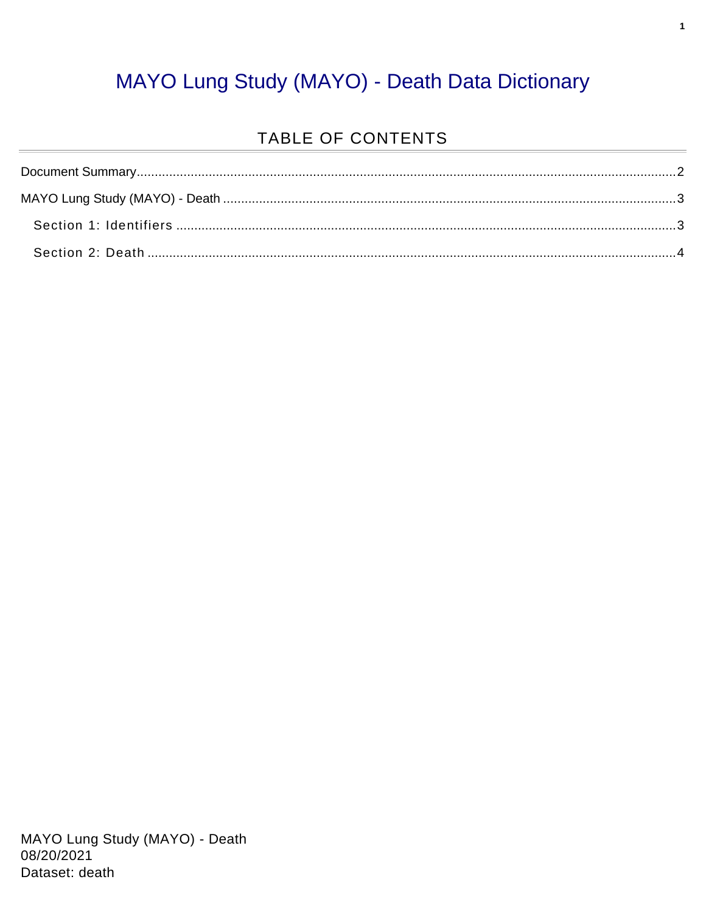# MAYO Lung Study (MAYO) - Death Data Dictionary

## TABLE OF CONTENTS

Document Summary....................2

MAYO Lung Study (MAYO) - Death....................3

- Section 1: Identifiers....................3
- Section 2: Death....................4

MAYO Lung Study (MAYO) - Death
08/20/2021
Dataset: death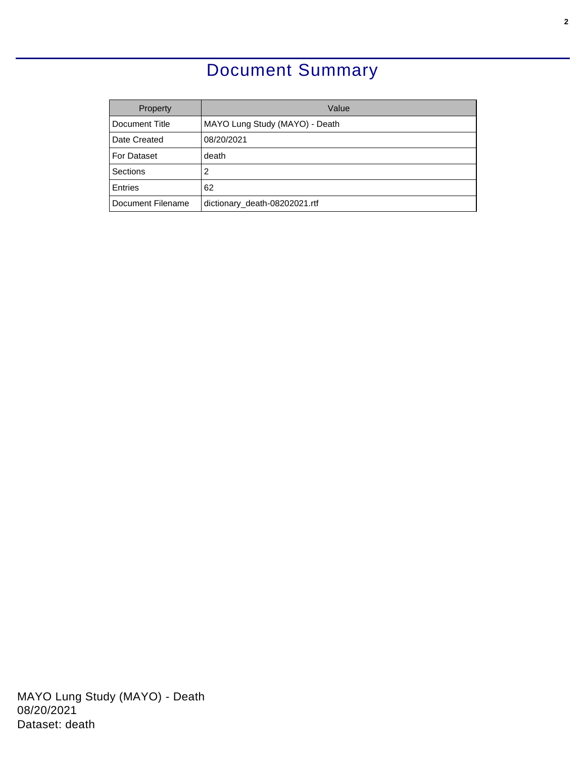# Document Summary

| Property | Value |
| --- | --- |
| Document Title | MAYO Lung Study (MAYO) - Death |
| Date Created | 08/20/2021 |
| For Dataset | death |
| Sections | 2 |
| Entries | 62 |
| Document Filename | dictionary_death-08202021.rtf |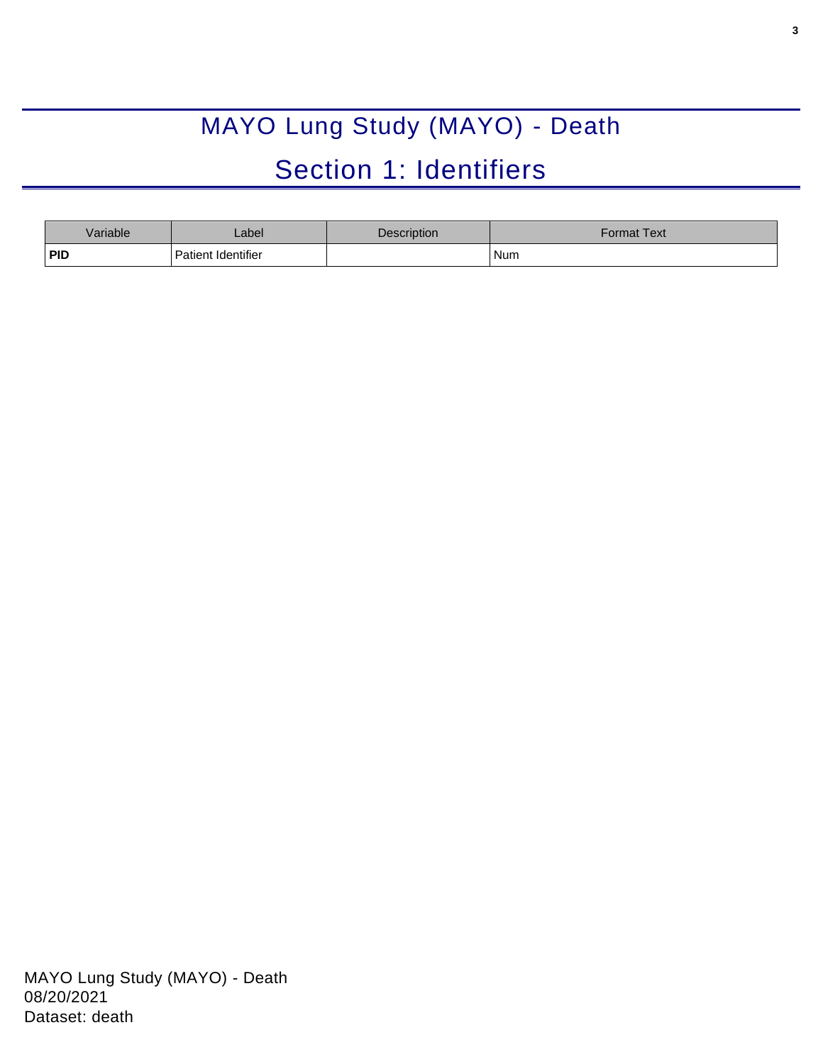# MAYO Lung Study (MAYO) - Death

## Section 1: Identifiers

| Variable | Label | Description | Format Text |
| --- | --- | --- | --- |
| **PID** | Patient Identifier | | Num |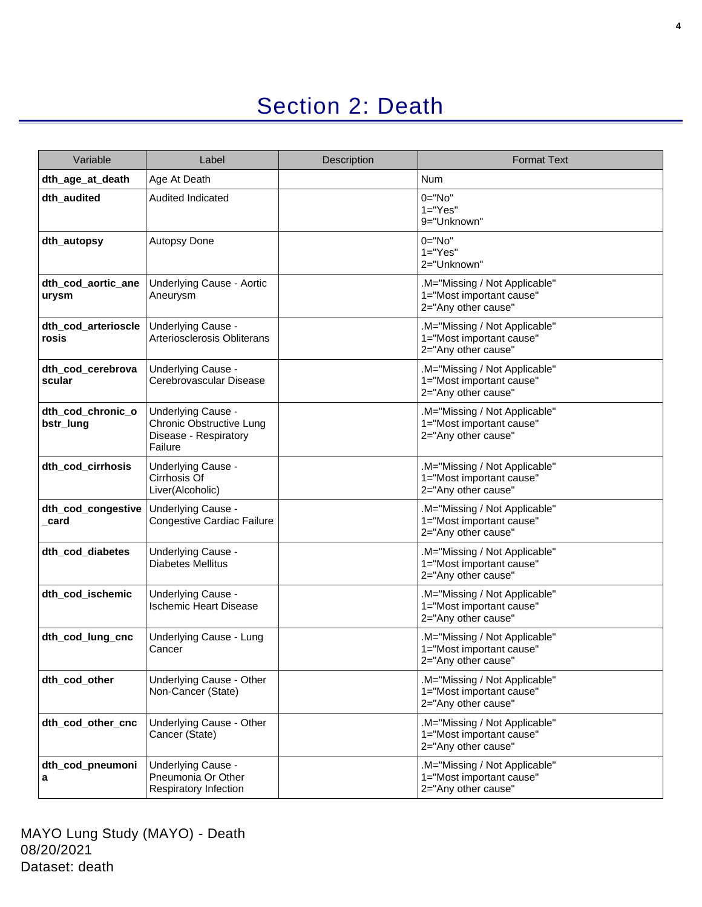# Section 2: Death

| Variable | Label | Description | Format Text |
|---|---|---|---|
| **dth_age_at_death** | Age At Death | | Num |
| **dth_audited** | Audited Indicated | | 0="No"<br>1="Yes"<br>9="Unknown" |
| **dth_autopsy** | Autopsy Done | | 0="No"<br>1="Yes"<br>2="Unknown" |
| **dth_cod_aortic_aneurysm** | Underlying Cause - Aortic Aneurysm | | .M="Missing / Not Applicable"<br>1="Most important cause"<br>2="Any other cause" |
| **dth_cod_arteriosclerosis** | Underlying Cause - Arteriosclerosis Obliterans | | .M="Missing / Not Applicable"<br>1="Most important cause"<br>2="Any other cause" |
| **dth_cod_cerebrovascular** | Underlying Cause - Cerebrovascular Disease | | .M="Missing / Not Applicable"<br>1="Most important cause"<br>2="Any other cause" |
| **dth_cod_chronic_obstr_lung** | Underlying Cause - Chronic Obstructive Lung Disease - Respiratory Failure | | .M="Missing / Not Applicable"<br>1="Most important cause"<br>2="Any other cause" |
| **dth_cod_cirrhosis** | Underlying Cause - Cirrhosis Of Liver(Alcoholic) | | .M="Missing / Not Applicable"<br>1="Most important cause"<br>2="Any other cause" |
| **dth_cod_congestive_card** | Underlying Cause - Congestive Cardiac Failure | | .M="Missing / Not Applicable"<br>1="Most important cause"<br>2="Any other cause" |
| **dth_cod_diabetes** | Underlying Cause - Diabetes Mellitus | | .M="Missing / Not Applicable"<br>1="Most important cause"<br>2="Any other cause" |
| **dth_cod_ischemic** | Underlying Cause - Ischemic Heart Disease | | .M="Missing / Not Applicable"<br>1="Most important cause"<br>2="Any other cause" |
| **dth_cod_lung_cnc** | Underlying Cause - Lung Cancer | | .M="Missing / Not Applicable"<br>1="Most important cause"<br>2="Any other cause" |
| **dth_cod_other** | Underlying Cause - Other Non-Cancer (State) | | .M="Missing / Not Applicable"<br>1="Most important cause"<br>2="Any other cause" |
| **dth_cod_other_cnc** | Underlying Cause - Other Cancer (State) | | .M="Missing / Not Applicable"<br>1="Most important cause"<br>2="Any other cause" |
| **dth_cod_pneumonia** | Underlying Cause - Pneumonia Or Other Respiratory Infection | | .M="Missing / Not Applicable"<br>1="Most important cause"<br>2="Any other cause" |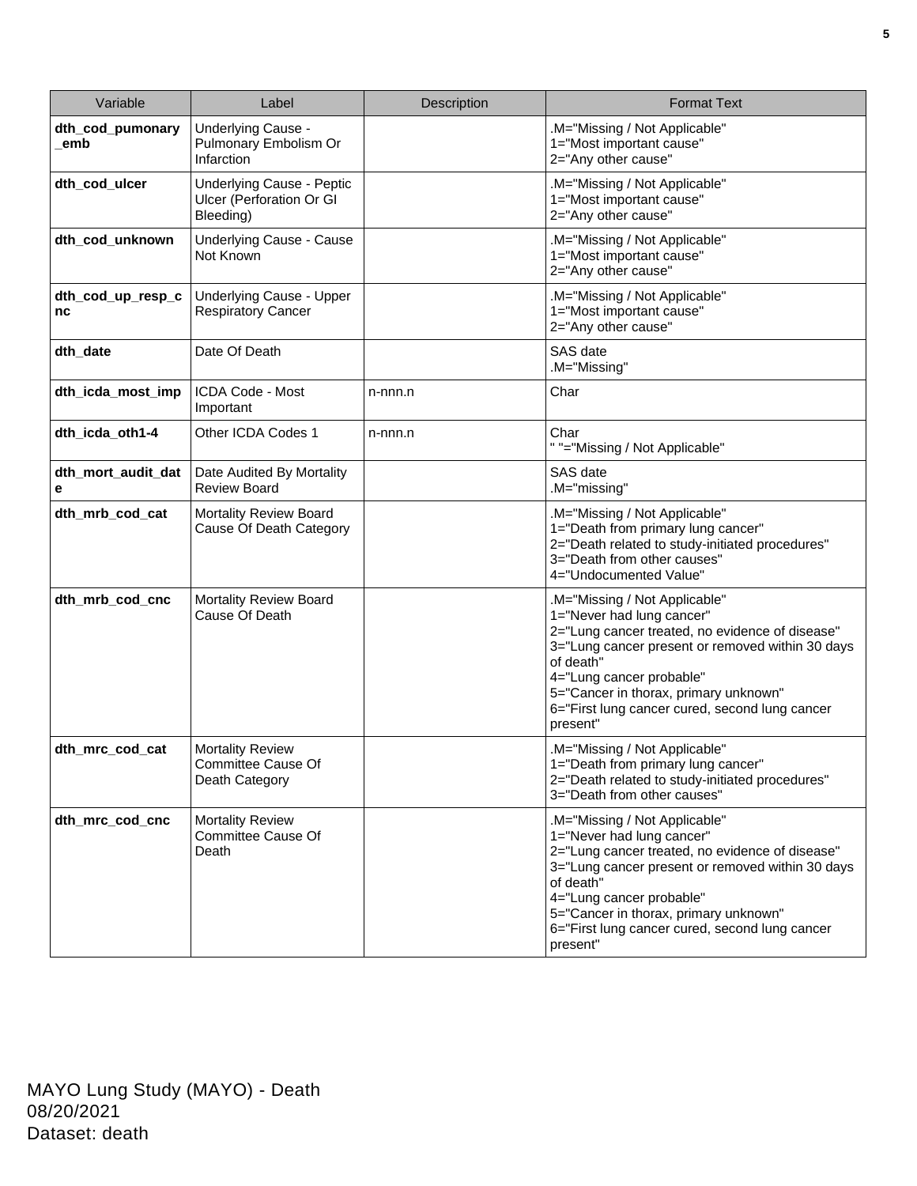| Variable | Label | Description | Format Text |
|---|---|---|---|
| **dth_cod_pumonary_emb** | Underlying Cause - Pulmonary Embolism Or Infarction | | .M="Missing / Not Applicable"<br>1="Most important cause"<br>2="Any other cause" |
| **dth_cod_ulcer** | Underlying Cause - Peptic Ulcer (Perforation Or GI Bleeding) | | .M="Missing / Not Applicable"<br>1="Most important cause"<br>2="Any other cause" |
| **dth_cod_unknown** | Underlying Cause - Cause Not Known | | .M="Missing / Not Applicable"<br>1="Most important cause"<br>2="Any other cause" |
| **dth_cod_up_resp_cnc** | Underlying Cause - Upper Respiratory Cancer | | .M="Missing / Not Applicable"<br>1="Most important cause"<br>2="Any other cause" |
| **dth_date** | Date Of Death | | SAS date<br>.M="Missing" |
| **dth_icda_most_imp** | ICDA Code - Most Important | n-nnn.n | Char |
| **dth_icda_oth1-4** | Other ICDA Codes 1 | n-nnn.n | Char<br>" "="Missing / Not Applicable" |
| **dth_mort_audit_date** | Date Audited By Mortality Review Board | | SAS date<br>.M="missing" |
| **dth_mrb_cod_cat** | Mortality Review Board Cause Of Death Category | | .M="Missing / Not Applicable"<br>1="Death from primary lung cancer"<br>2="Death related to study-initiated procedures"<br>3="Death from other causes"<br>4="Undocumented Value" |
| **dth_mrb_cod_cnc** | Mortality Review Board Cause Of Death | | .M="Missing / Not Applicable"<br>1="Never had lung cancer"<br>2="Lung cancer treated, no evidence of disease"<br>3="Lung cancer present or removed within 30 days of death"<br>4="Lung cancer probable"<br>5="Cancer in thorax, primary unknown"<br>6="First lung cancer cured, second lung cancer present" |
| **dth_mrc_cod_cat** | Mortality Review Committee Cause Of Death Category | | .M="Missing / Not Applicable"<br>1="Death from primary lung cancer"<br>2="Death related to study-initiated procedures"<br>3="Death from other causes" |
| **dth_mrc_cod_cnc** | Mortality Review Committee Cause Of Death | | .M="Missing / Not Applicable"<br>1="Never had lung cancer"<br>2="Lung cancer treated, no evidence of disease"<br>3="Lung cancer present or removed within 30 days of death"<br>4="Lung cancer probable"<br>5="Cancer in thorax, primary unknown"<br>6="First lung cancer cured, second lung cancer present" |

MAYO Lung Study (MAYO) - Death
08/20/2021
Dataset: death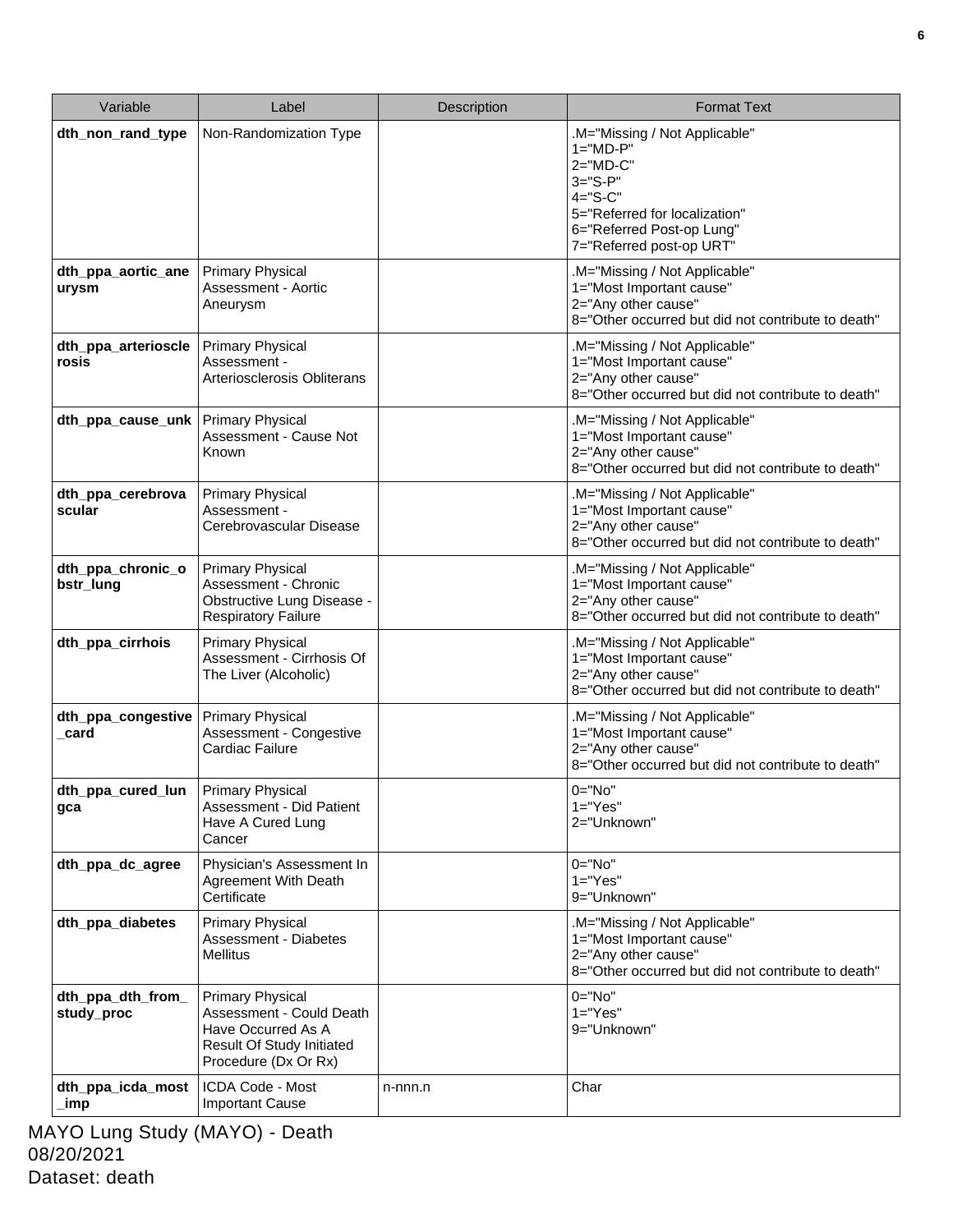| Variable | Label | Description | Format Text |
|---|---|---|---|
| **dth_non_rand_type** | Non-Randomization Type | | .M="Missing / Not Applicable"<br>1="MD-P"<br>2="MD-C"<br>3="S-P"<br>4="S-C"<br>5="Referred for localization"<br>6="Referred Post-op Lung"<br>7="Referred post-op URT" |
| **dth_ppa_aortic_aneurysm** | Primary Physical Assessment - Aortic Aneurysm | | .M="Missing / Not Applicable"<br>1="Most Important cause"<br>2="Any other cause"<br>8="Other occurred but did not contribute to death" |
| **dth_ppa_arteriosclerosis** | Primary Physical Assessment - Arteriosclerosis Obliterans | | .M="Missing / Not Applicable"<br>1="Most Important cause"<br>2="Any other cause"<br>8="Other occurred but did not contribute to death" |
| **dth_ppa_cause_unk** | Primary Physical Assessment - Cause Not Known | | .M="Missing / Not Applicable"<br>1="Most Important cause"<br>2="Any other cause"<br>8="Other occurred but did not contribute to death" |
| **dth_ppa_cerebrovascular** | Primary Physical Assessment - Cerebrovascular Disease | | .M="Missing / Not Applicable"<br>1="Most Important cause"<br>2="Any other cause"<br>8="Other occurred but did not contribute to death" |
| **dth_ppa_chronic_obstr_lung** | Primary Physical Assessment - Chronic Obstructive Lung Disease - Respiratory Failure | | .M="Missing / Not Applicable"<br>1="Most Important cause"<br>2="Any other cause"<br>8="Other occurred but did not contribute to death" |
| **dth_ppa_cirrhois** | Primary Physical Assessment - Cirrhosis Of The Liver (Alcoholic) | | .M="Missing / Not Applicable"<br>1="Most Important cause"<br>2="Any other cause"<br>8="Other occurred but did not contribute to death" |
| **dth_ppa_congestive_card** | Primary Physical Assessment - Congestive Cardiac Failure | | .M="Missing / Not Applicable"<br>1="Most Important cause"<br>2="Any other cause"<br>8="Other occurred but did not contribute to death" |
| **dth_ppa_cured_lungca** | Primary Physical Assessment - Did Patient Have A Cured Lung Cancer | | 0="No"<br>1="Yes"<br>2="Unknown" |
| **dth_ppa_dc_agree** | Physician's Assessment In Agreement With Death Certificate | | 0="No"<br>1="Yes"<br>9="Unknown" |
| **dth_ppa_diabetes** | Primary Physical Assessment - Diabetes Mellitus | | .M="Missing / Not Applicable"<br>1="Most Important cause"<br>2="Any other cause"<br>8="Other occurred but did not contribute to death" |
| **dth_ppa_dth_from_study_proc** | Primary Physical Assessment - Could Death Have Occurred As A Result Of Study Initiated Procedure (Dx Or Rx) | | 0="No"<br>1="Yes"<br>9="Unknown" |
| **dth_ppa_icda_most_imp** | ICDA Code - Most Important Cause | n-nnn.n | Char |

MAYO Lung Study (MAYO) - Death
08/20/2021
Dataset: death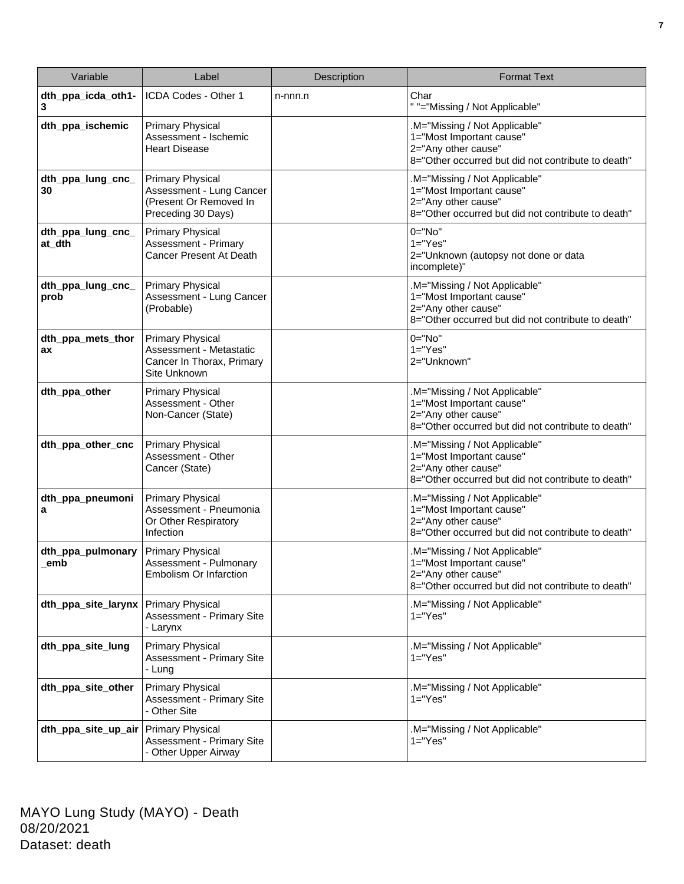| Variable | Label | Description | Format Text |
|---|---|---|---|
| **dth_ppa_icda_oth1-3** | ICDA Codes - Other 1 | n-nnn.n | Char<br>" "="Missing / Not Applicable" |
| **dth_ppa_ischemic** | Primary Physical Assessment - Ischemic Heart Disease | | .M="Missing / Not Applicable"<br>1="Most Important cause"<br>2="Any other cause"<br>8="Other occurred but did not contribute to death" |
| **dth_ppa_lung_cnc_30** | Primary Physical Assessment - Lung Cancer (Present Or Removed In Preceding 30 Days) | | .M="Missing / Not Applicable"<br>1="Most Important cause"<br>2="Any other cause"<br>8="Other occurred but did not contribute to death" |
| **dth_ppa_lung_cnc_at_dth** | Primary Physical Assessment - Primary Cancer Present At Death | | 0="No"<br>1="Yes"<br>2="Unknown (autopsy not done or data incomplete)" |
| **dth_ppa_lung_cnc_prob** | Primary Physical Assessment - Lung Cancer (Probable) | | .M="Missing / Not Applicable"<br>1="Most Important cause"<br>2="Any other cause"<br>8="Other occurred but did not contribute to death" |
| **dth_ppa_mets_thorax** | Primary Physical Assessment - Metastatic Cancer In Thorax, Primary Site Unknown | | 0="No"<br>1="Yes"<br>2="Unknown" |
| **dth_ppa_other** | Primary Physical Assessment - Other Non-Cancer (State) | | .M="Missing / Not Applicable"<br>1="Most Important cause"<br>2="Any other cause"<br>8="Other occurred but did not contribute to death" |
| **dth_ppa_other_cnc** | Primary Physical Assessment - Other Cancer (State) | | .M="Missing / Not Applicable"<br>1="Most Important cause"<br>2="Any other cause"<br>8="Other occurred but did not contribute to death" |
| **dth_ppa_pneumonia** | Primary Physical Assessment - Pneumonia Or Other Respiratory Infection | | .M="Missing / Not Applicable"<br>1="Most Important cause"<br>2="Any other cause"<br>8="Other occurred but did not contribute to death" |
| **dth_ppa_pulmonary_emb** | Primary Physical Assessment - Pulmonary Embolism Or Infarction | | .M="Missing / Not Applicable"<br>1="Most Important cause"<br>2="Any other cause"<br>8="Other occurred but did not contribute to death" |
| **dth_ppa_site_larynx** | Primary Physical Assessment - Primary Site - Larynx | | .M="Missing / Not Applicable"<br>1="Yes" |
| **dth_ppa_site_lung** | Primary Physical Assessment - Primary Site - Lung | | .M="Missing / Not Applicable"<br>1="Yes" |
| **dth_ppa_site_other** | Primary Physical Assessment - Primary Site - Other Site | | .M="Missing / Not Applicable"<br>1="Yes" |
| **dth_ppa_site_up_air** | Primary Physical Assessment - Primary Site - Other Upper Airway | | .M="Missing / Not Applicable"<br>1="Yes" |

MAYO Lung Study (MAYO) - Death
08/20/2021
Dataset: death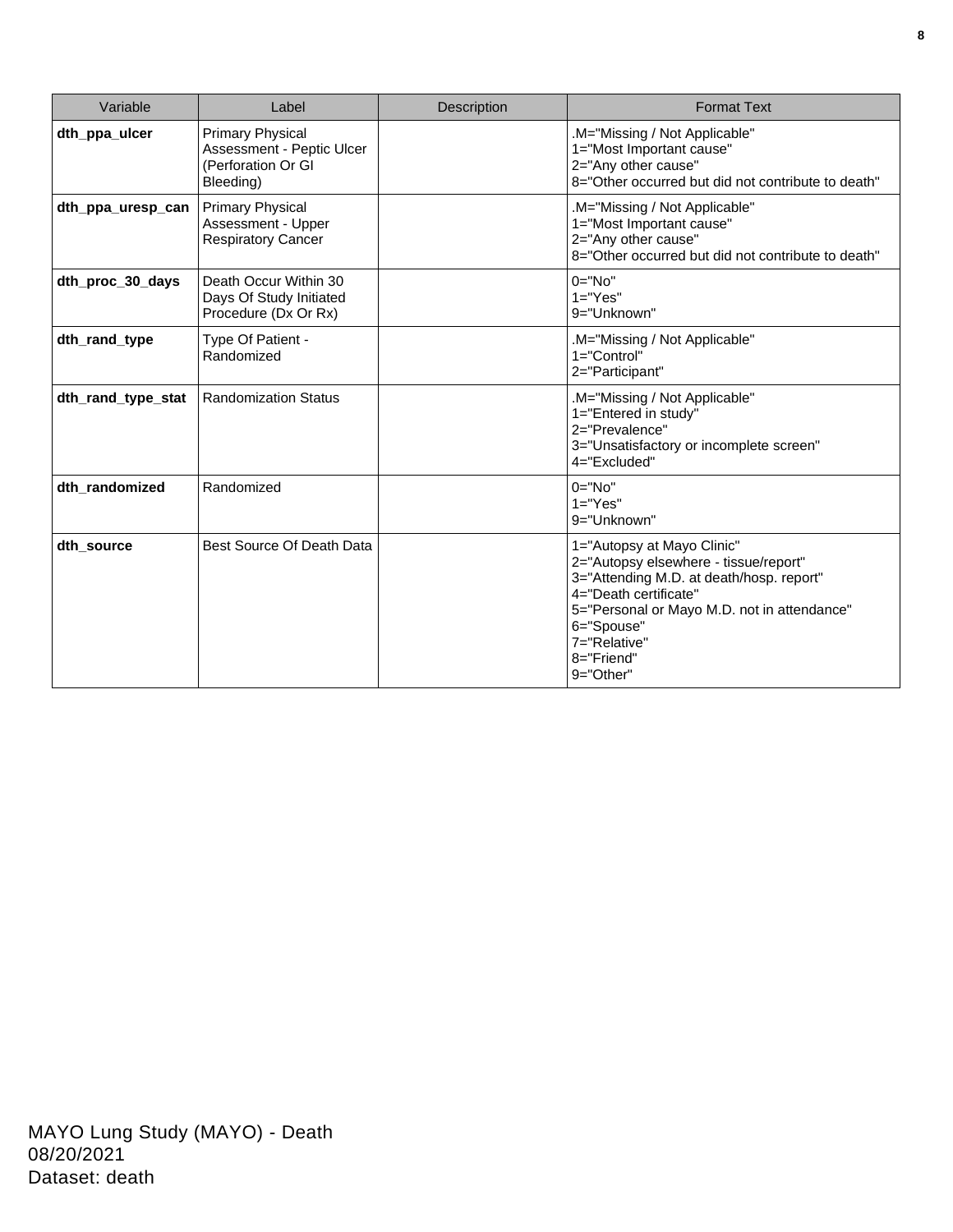| Variable | Label | Description | Format Text |
| --- | --- | --- | --- |
| **dth_ppa_ulcer** | Primary Physical Assessment - Peptic Ulcer (Perforation Or GI Bleeding) | | .M="Missing / Not Applicable"<br>1="Most Important cause"<br>2="Any other cause"<br>8="Other occurred but did not contribute to death" |
| **dth_ppa_uresp_can** | Primary Physical Assessment - Upper Respiratory Cancer | | .M="Missing / Not Applicable"<br>1="Most Important cause"<br>2="Any other cause"<br>8="Other occurred but did not contribute to death" |
| **dth_proc_30_days** | Death Occur Within 30 Days Of Study Initiated Procedure (Dx Or Rx) | | 0="No"<br>1="Yes"<br>9="Unknown" |
| **dth_rand_type** | Type Of Patient - Randomized | | .M="Missing / Not Applicable"<br>1="Control"<br>2="Participant" |
| **dth_rand_type_stat** | Randomization Status | | .M="Missing / Not Applicable"<br>1="Entered in study"<br>2="Prevalence"<br>3="Unsatisfactory or incomplete screen"<br>4="Excluded" |
| **dth_randomized** | Randomized | | 0="No"<br>1="Yes"<br>9="Unknown" |
| **dth_source** | Best Source Of Death Data | | 1="Autopsy at Mayo Clinic"<br>2="Autopsy elsewhere - tissue/report"<br>3="Attending M.D. at death/hosp. report"<br>4="Death certificate"<br>5="Personal or Mayo M.D. not in attendance"<br>6="Spouse"<br>7="Relative"<br>8="Friend"<br>9="Other" |